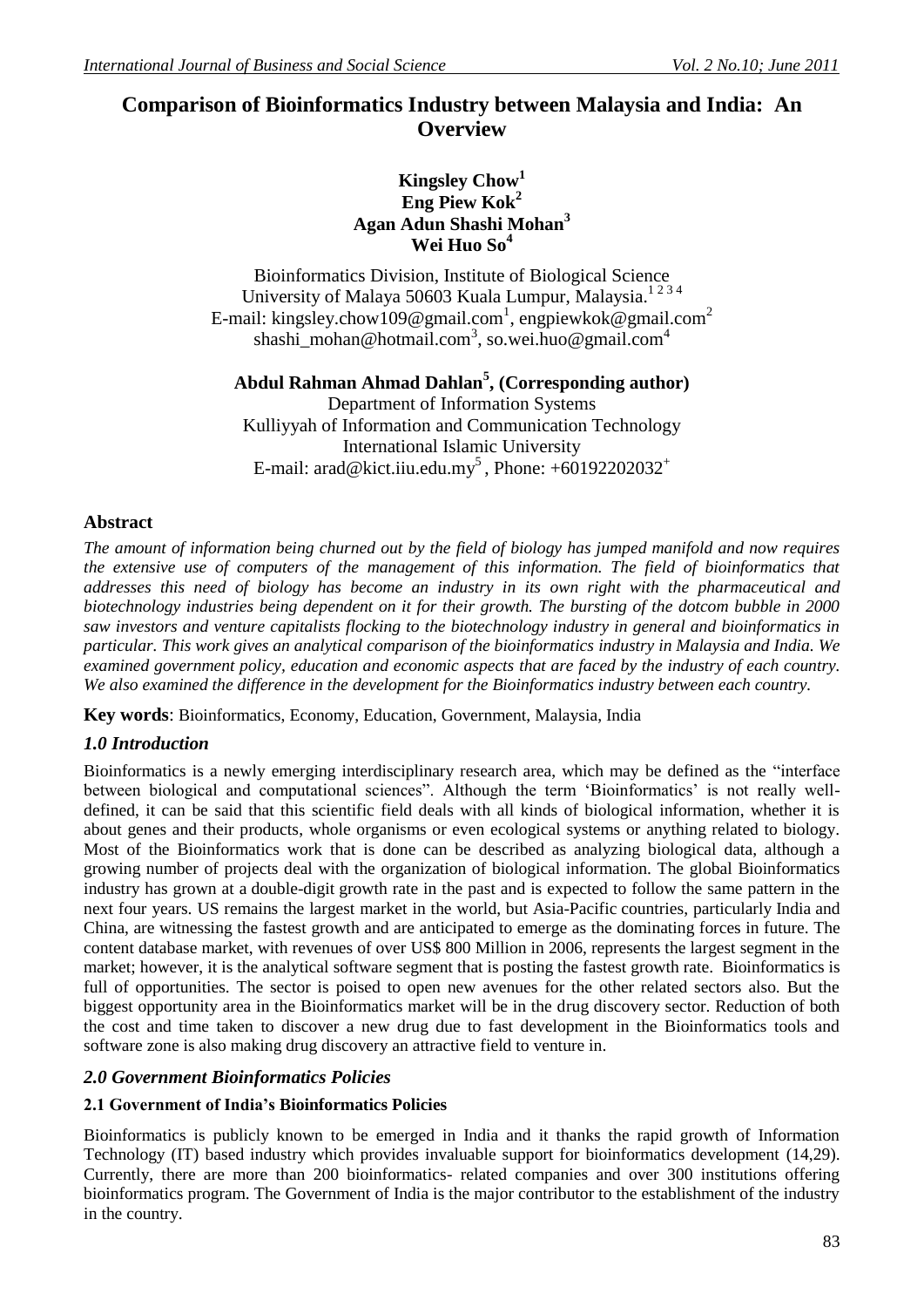# Comparison of Bioinformatics Industry between Malaysia and India: An Overview

**Kingsley Chow[1]**
**Eng Piew Kok[2]**
**Agan Adun Shashi Mohan[3]**
**Wei Huo So[4]**

Bioinformatics Division, Institute of Biological Science
University of Malaya 50603 Kuala Lumpur, Malaysia.[1 2 3 4]
E-mail: kingsley.chow109@gmail.com[1], engpiewkok@gmail.com[2]
shashi_mohan@hotmail.com[3], so.wei.huo@gmail.com[4]

**Abdul Rahman Ahmad Dahlan[5], (Corresponding author)**
Department of Information Systems
Kulliyyah of Information and Communication Technology
International Islamic University
E-mail: arad@kict.iiu.edu.my[5] , Phone: +60192202032[+]

## Abstract

*The amount of information being churned out by the field of biology has jumped manifold and now requires the extensive use of computers of the management of this information. The field of bioinformatics that addresses this need of biology has become an industry in its own right with the pharmaceutical and biotechnology industries being dependent on it for their growth. The bursting of the dotcom bubble in 2000 saw investors and venture capitalists flocking to the biotechnology industry in general and bioinformatics in particular. This work gives an analytical comparison of the bioinformatics industry in Malaysia and India. We examined government policy, education and economic aspects that are faced by the industry of each country. We also examined the difference in the development for the Bioinformatics industry between each country.*

**Key words**: Bioinformatics, Economy, Education, Government, Malaysia, India

## *1.0 Introduction*

Bioinformatics is a newly emerging interdisciplinary research area, which may be defined as the "interface between biological and computational sciences". Although the term 'Bioinformatics' is not really well-defined, it can be said that this scientific field deals with all kinds of biological information, whether it is about genes and their products, whole organisms or even ecological systems or anything related to biology. Most of the Bioinformatics work that is done can be described as analyzing biological data, although a growing number of projects deal with the organization of biological information. The global Bioinformatics industry has grown at a double-digit growth rate in the past and is expected to follow the same pattern in the next four years. US remains the largest market in the world, but Asia-Pacific countries, particularly India and China, are witnessing the fastest growth and are anticipated to emerge as the dominating forces in future. The content database market, with revenues of over US$ 800 Million in 2006, represents the largest segment in the market; however, it is the analytical software segment that is posting the fastest growth rate. Bioinformatics is full of opportunities. The sector is poised to open new avenues for the other related sectors also. But the biggest opportunity area in the Bioinformatics market will be in the drug discovery sector. Reduction of both the cost and time taken to discover a new drug due to fast development in the Bioinformatics tools and software zone is also making drug discovery an attractive field to venture in.

## *2.0 Government Bioinformatics Policies*

### 2.1 Government of India's Bioinformatics Policies

Bioinformatics is publicly known to be emerged in India and it thanks the rapid growth of Information Technology (IT) based industry which provides invaluable support for bioinformatics development (14,29). Currently, there are more than 200 bioinformatics- related companies and over 300 institutions offering bioinformatics program. The Government of India is the major contributor to the establishment of the industry in the country.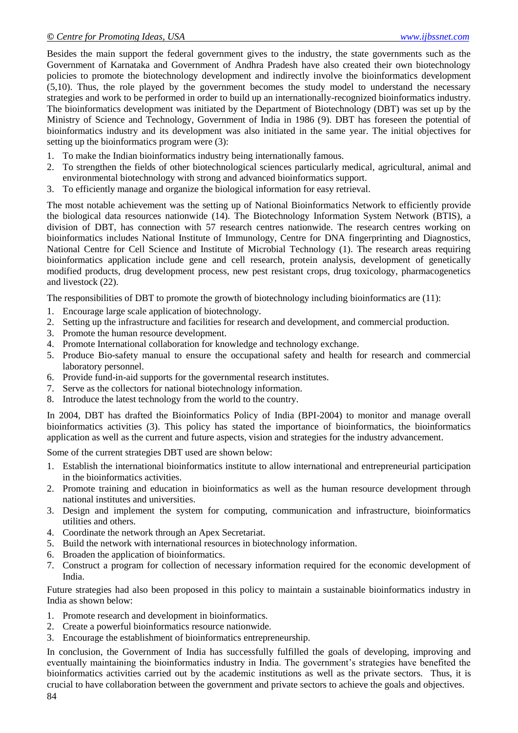Besides the main support the federal government gives to the industry, the state governments such as the Government of Karnataka and Government of Andhra Pradesh have also created their own biotechnology policies to promote the biotechnology development and indirectly involve the bioinformatics development (5,10). Thus, the role played by the government becomes the study model to understand the necessary strategies and work to be performed in order to build up an internationally-recognized bioinformatics industry. The bioinformatics development was initiated by the Department of Biotechnology (DBT) was set up by the Ministry of Science and Technology, Government of India in 1986 (9). DBT has foreseen the potential of bioinformatics industry and its development was also initiated in the same year. The initial objectives for setting up the bioinformatics program were (3):

1. To make the Indian bioinformatics industry being internationally famous.
2. To strengthen the fields of other biotechnological sciences particularly medical, agricultural, animal and environmental biotechnology with strong and advanced bioinformatics support.
3. To efficiently manage and organize the biological information for easy retrieval.

The most notable achievement was the setting up of National Bioinformatics Network to efficiently provide the biological data resources nationwide (14). The Biotechnology Information System Network (BTIS), a division of DBT, has connection with 57 research centres nationwide. The research centres working on bioinformatics includes National Institute of Immunology, Centre for DNA fingerprinting and Diagnostics, National Centre for Cell Science and Institute of Microbial Technology (1). The research areas requiring bioinformatics application include gene and cell research, protein analysis, development of genetically modified products, drug development process, new pest resistant crops, drug toxicology, pharmacogenetics and livestock (22).

The responsibilities of DBT to promote the growth of biotechnology including bioinformatics are (11):

1. Encourage large scale application of biotechnology.
2. Setting up the infrastructure and facilities for research and development, and commercial production.
3. Promote the human resource development.
4. Promote International collaboration for knowledge and technology exchange.
5. Produce Bio-safety manual to ensure the occupational safety and health for research and commercial laboratory personnel.
6. Provide fund-in-aid supports for the governmental research institutes.
7. Serve as the collectors for national biotechnology information.
8. Introduce the latest technology from the world to the country.

In 2004, DBT has drafted the Bioinformatics Policy of India (BPI-2004) to monitor and manage overall bioinformatics activities (3). This policy has stated the importance of bioinformatics, the bioinformatics application as well as the current and future aspects, vision and strategies for the industry advancement.

Some of the current strategies DBT used are shown below:

1. Establish the international bioinformatics institute to allow international and entrepreneurial participation in the bioinformatics activities.
2. Promote training and education in bioinformatics as well as the human resource development through national institutes and universities.
3. Design and implement the system for computing, communication and infrastructure, bioinformatics utilities and others.
4. Coordinate the network through an Apex Secretariat.
5. Build the network with international resources in biotechnology information.
6. Broaden the application of bioinformatics.
7. Construct a program for collection of necessary information required for the economic development of India.

Future strategies had also been proposed in this policy to maintain a sustainable bioinformatics industry in India as shown below:

1. Promote research and development in bioinformatics.
2. Create a powerful bioinformatics resource nationwide.
3. Encourage the establishment of bioinformatics entrepreneurship.

In conclusion, the Government of India has successfully fulfilled the goals of developing, improving and eventually maintaining the bioinformatics industry in India. The government's strategies have benefited the bioinformatics activities carried out by the academic institutions as well as the private sectors. Thus, it is crucial to have collaboration between the government and private sectors to achieve the goals and objectives.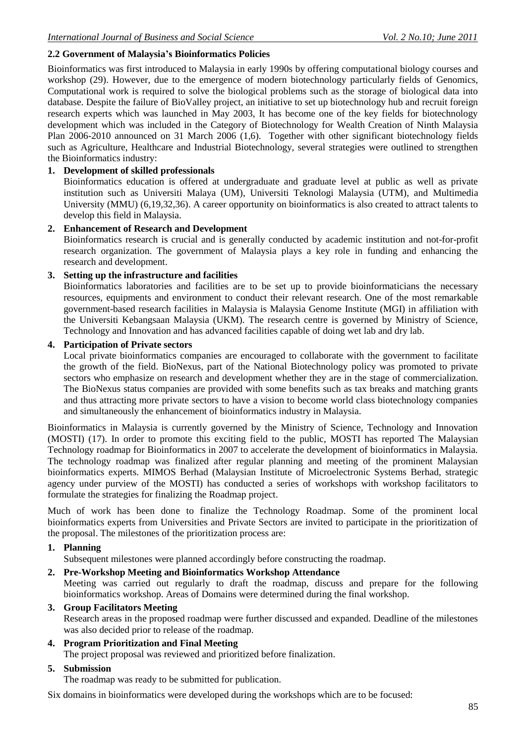### 2.2 Government of Malaysia's Bioinformatics Policies

Bioinformatics was first introduced to Malaysia in early 1990s by offering computational biology courses and workshop (29). However, due to the emergence of modern biotechnology particularly fields of Genomics, Computational work is required to solve the biological problems such as the storage of biological data into database. Despite the failure of BioValley project, an initiative to set up biotechnology hub and recruit foreign research experts which was launched in May 2003, It has become one of the key fields for biotechnology development which was included in the Category of Biotechnology for Wealth Creation of Ninth Malaysia Plan 2006-2010 announced on 31 March 2006 (1,6). Together with other significant biotechnology fields such as Agriculture, Healthcare and Industrial Biotechnology, several strategies were outlined to strengthen the Bioinformatics industry:

1. **Development of skilled professionals**
   Bioinformatics education is offered at undergraduate and graduate level at public as well as private institution such as Universiti Malaya (UM), Universiti Teknologi Malaysia (UTM), and Multimedia University (MMU) (6,19,32,36). A career opportunity on bioinformatics is also created to attract talents to develop this field in Malaysia.
2. **Enhancement of Research and Development**
   Bioinformatics research is crucial and is generally conducted by academic institution and not-for-profit research organization. The government of Malaysia plays a key role in funding and enhancing the research and development.
3. **Setting up the infrastructure and facilities**
   Bioinformatics laboratories and facilities are to be set up to provide bioinformaticians the necessary resources, equipments and environment to conduct their relevant research. One of the most remarkable government-based research facilities in Malaysia is Malaysia Genome Institute (MGI) in affiliation with the Universiti Kebangsaan Malaysia (UKM). The research centre is governed by Ministry of Science, Technology and Innovation and has advanced facilities capable of doing wet lab and dry lab.
4. **Participation of Private sectors**
   Local private bioinformatics companies are encouraged to collaborate with the government to facilitate the growth of the field. BioNexus, part of the National Biotechnology policy was promoted to private sectors who emphasize on research and development whether they are in the stage of commercialization. The BioNexus status companies are provided with some benefits such as tax breaks and matching grants and thus attracting more private sectors to have a vision to become world class biotechnology companies and simultaneously the enhancement of bioinformatics industry in Malaysia.

Bioinformatics in Malaysia is currently governed by the Ministry of Science, Technology and Innovation (MOSTI) (17). In order to promote this exciting field to the public, MOSTI has reported The Malaysian Technology roadmap for Bioinformatics in 2007 to accelerate the development of bioinformatics in Malaysia. The technology roadmap was finalized after regular planning and meeting of the prominent Malaysian bioinformatics experts. MIMOS Berhad (Malaysian Institute of Microelectronic Systems Berhad, strategic agency under purview of the MOSTI) has conducted a series of workshops with workshop facilitators to formulate the strategies for finalizing the Roadmap project.

Much of work has been done to finalize the Technology Roadmap. Some of the prominent local bioinformatics experts from Universities and Private Sectors are invited to participate in the prioritization of the proposal. The milestones of the prioritization process are:

1. **Planning**
   Subsequent milestones were planned accordingly before constructing the roadmap.
2. **Pre-Workshop Meeting and Bioinformatics Workshop Attendance**
   Meeting was carried out regularly to draft the roadmap, discuss and prepare for the following bioinformatics workshop. Areas of Domains were determined during the final workshop.
3. **Group Facilitators Meeting**
   Research areas in the proposed roadmap were further discussed and expanded. Deadline of the milestones was also decided prior to release of the roadmap.
4. **Program Prioritization and Final Meeting**
   The project proposal was reviewed and prioritized before finalization.
5. **Submission**
   The roadmap was ready to be submitted for publication.

Six domains in bioinformatics were developed during the workshops which are to be focused: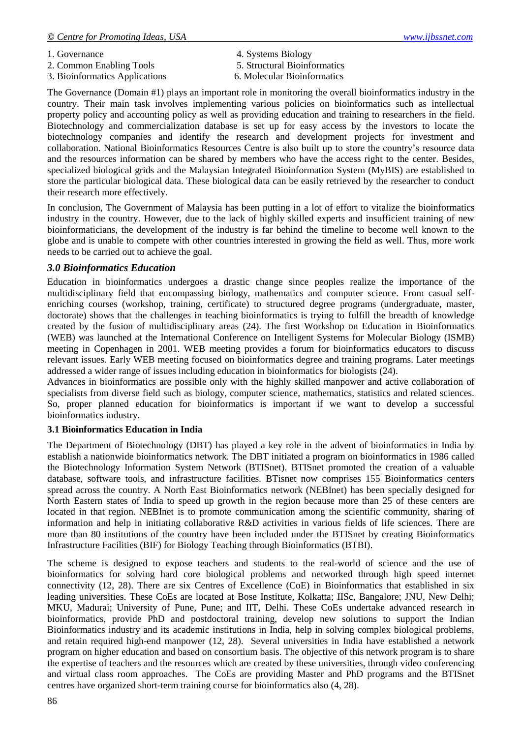1. Governance
2. Common Enabling Tools
3. Bioinformatics Applications
4. Systems Biology
5. Structural Bioinformatics
6. Molecular Bioinformatics

The Governance (Domain #1) plays an important role in monitoring the overall bioinformatics industry in the country. Their main task involves implementing various policies on bioinformatics such as intellectual property policy and accounting policy as well as providing education and training to researchers in the field. Biotechnology and commercialization database is set up for easy access by the investors to locate the biotechnology companies and identify the research and development projects for investment and collaboration. National Bioinformatics Resources Centre is also built up to store the country's resource data and the resources information can be shared by members who have the access right to the center. Besides, specialized biological grids and the Malaysian Integrated Bioinformation System (MyBIS) are established to store the particular biological data. These biological data can be easily retrieved by the researcher to conduct their research more effectively.

In conclusion, The Government of Malaysia has been putting in a lot of effort to vitalize the bioinformatics industry in the country. However, due to the lack of highly skilled experts and insufficient training of new bioinformaticians, the development of the industry is far behind the timeline to become well known to the globe and is unable to compete with other countries interested in growing the field as well. Thus, more work needs to be carried out to achieve the goal.

## *3.0 Bioinformatics Education*

Education in bioinformatics undergoes a drastic change since peoples realize the importance of the multidisciplinary field that encompassing biology, mathematics and computer science. From casual self-enriching courses (workshop, training, certificate) to structured degree programs (undergraduate, master, doctorate) shows that the challenges in teaching bioinformatics is trying to fulfill the breadth of knowledge created by the fusion of multidisciplinary areas (24). The first Workshop on Education in Bioinformatics (WEB) was launched at the International Conference on Intelligent Systems for Molecular Biology (ISMB) meeting in Copenhagen in 2001. WEB meeting provides a forum for bioinformatics educators to discuss relevant issues. Early WEB meeting focused on bioinformatics degree and training programs. Later meetings addressed a wider range of issues including education in bioinformatics for biologists (24).

Advances in bioinformatics are possible only with the highly skilled manpower and active collaboration of specialists from diverse field such as biology, computer science, mathematics, statistics and related sciences. So, proper planned education for bioinformatics is important if we want to develop a successful bioinformatics industry.

### 3.1 Bioinformatics Education in India

The Department of Biotechnology (DBT) has played a key role in the advent of bioinformatics in India by establish a nationwide bioinformatics network. The DBT initiated a program on bioinformatics in 1986 called the Biotechnology Information System Network (BTISnet). BTISnet promoted the creation of a valuable database, software tools, and infrastructure facilities. BTisnet now comprises 155 Bioinformatics centers spread across the country. A North East Bioinformatics network (NEBInet) has been specially designed for North Eastern states of India to speed up growth in the region because more than 25 of these centers are located in that region. NEBInet is to promote communication among the scientific community, sharing of information and help in initiating collaborative R&D activities in various fields of life sciences. There are more than 80 institutions of the country have been included under the BTISnet by creating Bioinformatics Infrastructure Facilities (BIF) for Biology Teaching through Bioinformatics (BTBI).

The scheme is designed to expose teachers and students to the real-world of science and the use of bioinformatics for solving hard core biological problems and networked through high speed internet connectivity (12, 28). There are six Centres of Excellence (CoE) in Bioinformatics that established in six leading universities. These CoEs are located at Bose Institute, Kolkatta; IISc, Bangalore; JNU, New Delhi; MKU, Madurai; University of Pune, Pune; and IIT, Delhi. These CoEs undertake advanced research in bioinformatics, provide PhD and postdoctoral training, develop new solutions to support the Indian Bioinformatics industry and its academic institutions in India, help in solving complex biological problems, and retain required high-end manpower (12, 28). Several universities in India have established a network program on higher education and based on consortium basis. The objective of this network program is to share the expertise of teachers and the resources which are created by these universities, through video conferencing and virtual class room approaches. The CoEs are providing Master and PhD programs and the BTISnet centres have organized short-term training course for bioinformatics also (4, 28).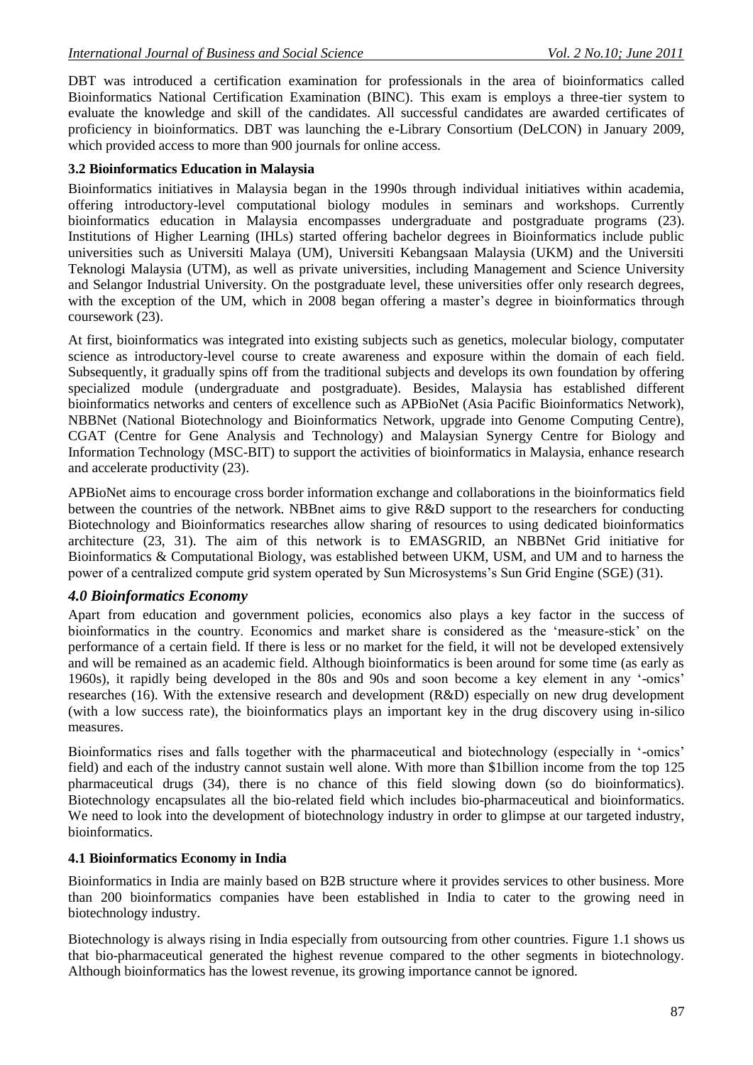DBT was introduced a certification examination for professionals in the area of bioinformatics called Bioinformatics National Certification Examination (BINC). This exam is employs a three-tier system to evaluate the knowledge and skill of the candidates. All successful candidates are awarded certificates of proficiency in bioinformatics. DBT was launching the e-Library Consortium (DeLCON) in January 2009, which provided access to more than 900 journals for online access.

### 3.2 Bioinformatics Education in Malaysia

Bioinformatics initiatives in Malaysia began in the 1990s through individual initiatives within academia, offering introductory-level computational biology modules in seminars and workshops. Currently bioinformatics education in Malaysia encompasses undergraduate and postgraduate programs (23). Institutions of Higher Learning (IHLs) started offering bachelor degrees in Bioinformatics include public universities such as Universiti Malaya (UM), Universiti Kebangsaan Malaysia (UKM) and the Universiti Teknologi Malaysia (UTM), as well as private universities, including Management and Science University and Selangor Industrial University. On the postgraduate level, these universities offer only research degrees, with the exception of the UM, which in 2008 began offering a master's degree in bioinformatics through coursework (23).

At first, bioinformatics was integrated into existing subjects such as genetics, molecular biology, computater science as introductory-level course to create awareness and exposure within the domain of each field. Subsequently, it gradually spins off from the traditional subjects and develops its own foundation by offering specialized module (undergraduate and postgraduate). Besides, Malaysia has established different bioinformatics networks and centers of excellence such as APBioNet (Asia Pacific Bioinformatics Network), NBBNet (National Biotechnology and Bioinformatics Network, upgrade into Genome Computing Centre), CGAT (Centre for Gene Analysis and Technology) and Malaysian Synergy Centre for Biology and Information Technology (MSC-BIT) to support the activities of bioinformatics in Malaysia, enhance research and accelerate productivity (23).

APBioNet aims to encourage cross border information exchange and collaborations in the bioinformatics field between the countries of the network. NBBnet aims to give R&D support to the researchers for conducting Biotechnology and Bioinformatics researches allow sharing of resources to using dedicated bioinformatics architecture (23, 31). The aim of this network is to EMASGRID, an NBBNet Grid initiative for Bioinformatics & Computational Biology, was established between UKM, USM, and UM and to harness the power of a centralized compute grid system operated by Sun Microsystems's Sun Grid Engine (SGE) (31).

## *4.0 Bioinformatics Economy*

Apart from education and government policies, economics also plays a key factor in the success of bioinformatics in the country. Economics and market share is considered as the 'measure-stick' on the performance of a certain field. If there is less or no market for the field, it will not be developed extensively and will be remained as an academic field. Although bioinformatics is been around for some time (as early as 1960s), it rapidly being developed in the 80s and 90s and soon become a key element in any '-omics' researches (16). With the extensive research and development (R&D) especially on new drug development (with a low success rate), the bioinformatics plays an important key in the drug discovery using in-silico measures.

Bioinformatics rises and falls together with the pharmaceutical and biotechnology (especially in '-omics' field) and each of the industry cannot sustain well alone. With more than $1billion income from the top 125 pharmaceutical drugs (34), there is no chance of this field slowing down (so do bioinformatics). Biotechnology encapsulates all the bio-related field which includes bio-pharmaceutical and bioinformatics. We need to look into the development of biotechnology industry in order to glimpse at our targeted industry, bioinformatics.

### 4.1 Bioinformatics Economy in India

Bioinformatics in India are mainly based on B2B structure where it provides services to other business. More than 200 bioinformatics companies have been established in India to cater to the growing need in biotechnology industry.

Biotechnology is always rising in India especially from outsourcing from other countries. Figure 1.1 shows us that bio-pharmaceutical generated the highest revenue compared to the other segments in biotechnology. Although bioinformatics has the lowest revenue, its growing importance cannot be ignored.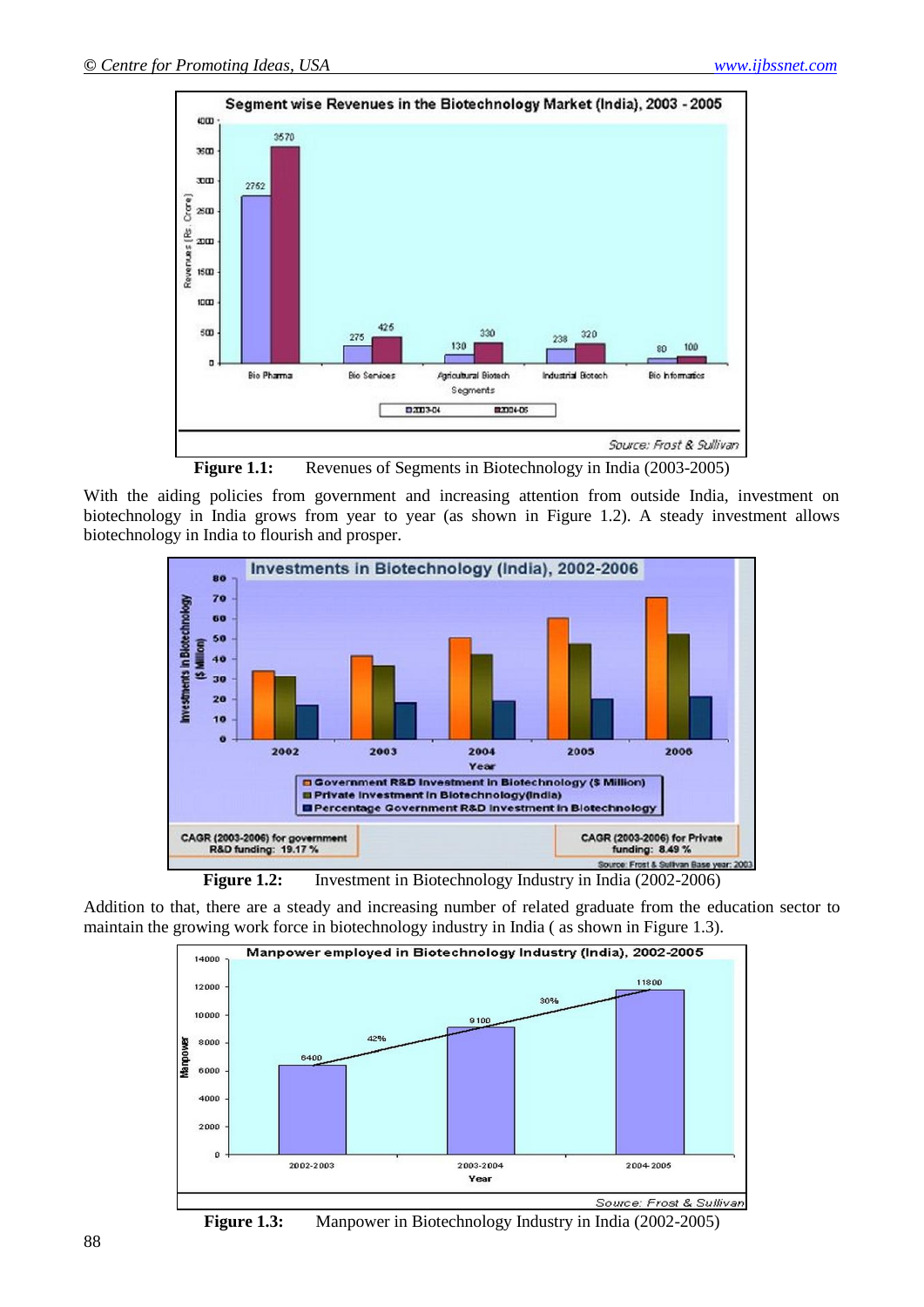**Figure 1.1:** Revenues of Segments in Biotechnology in India (2003-2005)

With the aiding policies from government and increasing attention from outside India, investment on biotechnology in India grows from year to year (as shown in Figure 1.2). A steady investment allows biotechnology in India to flourish and prosper.

**Figure 1.2:** Investment in Biotechnology Industry in India (2002-2006)

Addition to that, there are a steady and increasing number of related graduate from the education sector to maintain the growing work force in biotechnology industry in India ( as shown in Figure 1.3).

**Figure 1.3:** Manpower in Biotechnology Industry in India (2002-2005)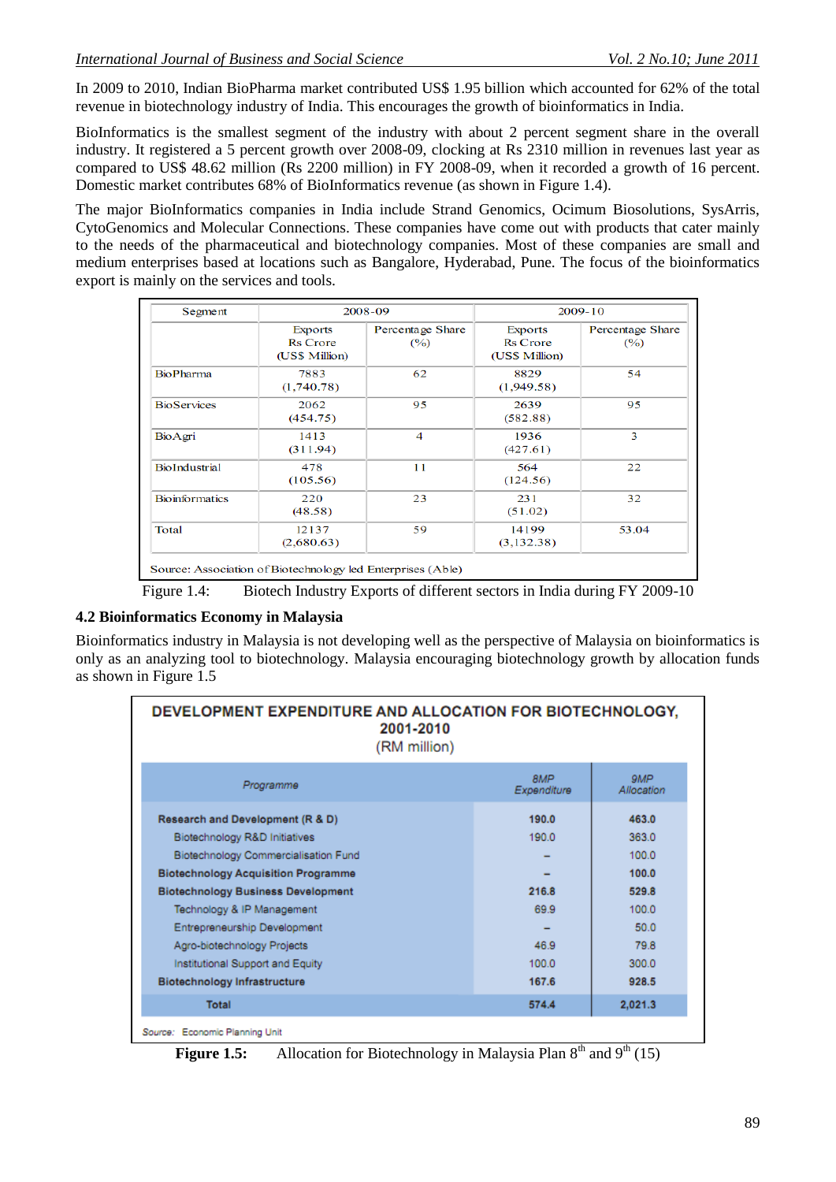In 2009 to 2010, Indian BioPharma market contributed US$ 1.95 billion which accounted for 62% of the total revenue in biotechnology industry of India. This encourages the growth of bioinformatics in India.

BioInformatics is the smallest segment of the industry with about 2 percent segment share in the overall industry. It registered a 5 percent growth over 2008-09, clocking at Rs 2310 million in revenues last year as compared to US$ 48.62 million (Rs 2200 million) in FY 2008-09, when it recorded a growth of 16 percent. Domestic market contributes 68% of BioInformatics revenue (as shown in Figure 1.4).

The major BioInformatics companies in India include Strand Genomics, Ocimum Biosolutions, SysArris, CytoGenomics and Molecular Connections. These companies have come out with products that cater mainly to the needs of the pharmaceutical and biotechnology companies. Most of these companies are small and medium enterprises based at locations such as Bangalore, Hyderabad, Pune. The focus of the bioinformatics export is mainly on the services and tools.

| Segment | 2008-09 | | 2009-10 | |
|---|---|---|---|---|
| | Exports Rs Crore (US$ Million) | Percentage Share (%) | Exports Rs Crore (US$ Million) | Percentage Share (%) |
| BioPharma | 7883 (1,740.78) | 62 | 8829 (1,949.58) | 54 |
| BioServices | 2062 (454.75) | 95 | 2639 (582.88) | 95 |
| BioAgri | 1413 (311.94) | 4 | 1936 (427.61) | 3 |
| BioIndustrial | 478 (105.56) | 11 | 564 (124.56) | 22 |
| Bioinformatics | 220 (48.58) | 23 | 231 (51.02) | 32 |
| Total | 12137 (2,680.63) | 59 | 14199 (3,132.38) | 53.04 |

Source: Association of Biotechnology led Enterprises (Able)

Figure 1.4: Biotech Industry Exports of different sectors in India during FY 2009-10

### 4.2 Bioinformatics Economy in Malaysia

Bioinformatics industry in Malaysia is not developing well as the perspective of Malaysia on bioinformatics is only as an analyzing tool to biotechnology. Malaysia encouraging biotechnology growth by allocation funds as shown in Figure 1.5

**DEVELOPMENT EXPENDITURE AND ALLOCATION FOR BIOTECHNOLOGY, 2001-2010**
(RM million)

| Programme | 8MP Expenditure | 9MP Allocation |
|---|---|---|
| **Research and Development (R & D)** | **190.0** | **463.0** |
| Biotechnology R&D Initiatives | 190.0 | 363.0 |
| Biotechnology Commercialisation Fund | – | 100.0 |
| **Biotechnology Acquisition Programme** | **–** | **100.0** |
| **Biotechnology Business Development** | **216.8** | **529.8** |
| Technology & IP Management | 69.9 | 100.0 |
| Entrepreneurship Development | – | 50.0 |
| Agro-biotechnology Projects | 46.9 | 79.8 |
| Institutional Support and Equity | 100.0 | 300.0 |
| **Biotechnology Infrastructure** | **167.6** | **928.5** |
| **Total** | **574.4** | **2,021.3** |

*Source:* Economic Planning Unit

**Figure 1.5:** Allocation for Biotechnology in Malaysia Plan 8th and 9th (15)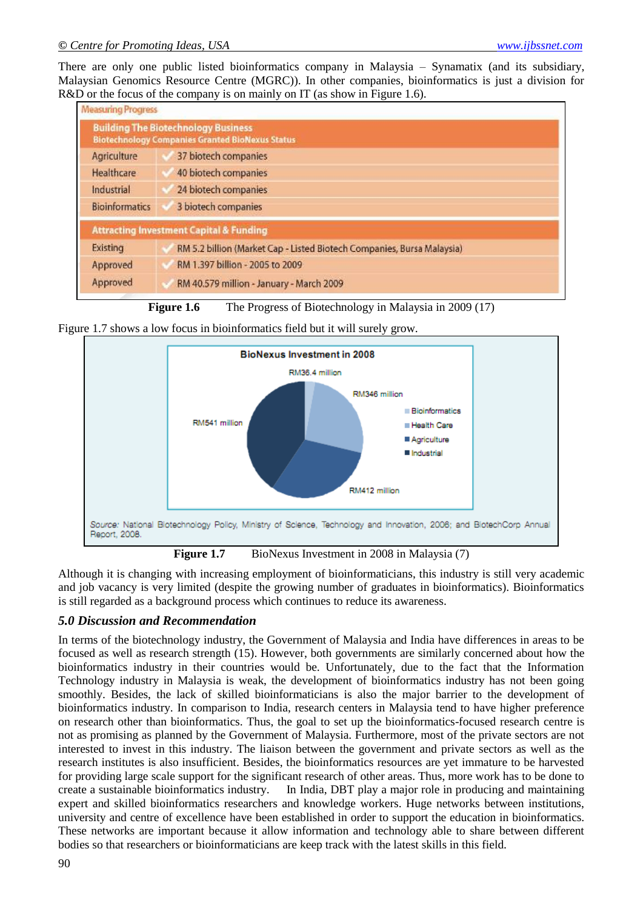There are only one public listed bioinformatics company in Malaysia – Synamatix (and its subsidiary, Malaysian Genomics Resource Centre (MGRC)). In other companies, bioinformatics is just a division for R&D or the focus of the company is on mainly on IT (as show in Figure 1.6).

Measuring Progress

| Building The Biotechnology Business<br>Biotechnology Companies Granted BioNexus Status | |
|---|---|
| Agriculture | 37 biotech companies |
| Healthcare | 40 biotech companies |
| Industrial | 24 biotech companies |
| Bioinformatics | 3 biotech companies |
| **Attracting Investment Capital & Funding** | |
| Existing | RM 5.2 billion (Market Cap - Listed Biotech Companies, Bursa Malaysia) |
| Approved | RM 1.397 billion - 2005 to 2009 |
| Approved | RM 40.579 million - January - March 2009 |

**Figure 1.6** The Progress of Biotechnology in Malaysia in 2009 (17)

Figure 1.7 shows a low focus in bioinformatics field but it will surely grow.

BioNexus Investment in 2008

| Sector | Investment |
|---|---|
| Bioinformatics | RM36.4 million |
| Health Care | RM346 million |
| Agriculture | RM412 million |
| Industrial | RM541 million |

Source: National Biotechnology Policy, Ministry of Science, Technology and Innovation, 2006; and BiotechCorp Annual Report, 2008.

**Figure 1.7** BioNexus Investment in 2008 in Malaysia (7)

Although it is changing with increasing employment of bioinformaticians, this industry is still very academic and job vacancy is very limited (despite the growing number of graduates in bioinformatics). Bioinformatics is still regarded as a background process which continues to reduce its awareness.

### *5.0 Discussion and Recommendation*

In terms of the biotechnology industry, the Government of Malaysia and India have differences in areas to be focused as well as research strength (15). However, both governments are similarly concerned about how the bioinformatics industry in their countries would be. Unfortunately, due to the fact that the Information Technology industry in Malaysia is weak, the development of bioinformatics industry has not been going smoothly. Besides, the lack of skilled bioinformaticians is also the major barrier to the development of bioinformatics industry. In comparison to India, research centers in Malaysia tend to have higher preference on research other than bioinformatics. Thus, the goal to set up the bioinformatics-focused research centre is not as promising as planned by the Government of Malaysia. Furthermore, most of the private sectors are not interested to invest in this industry. The liaison between the government and private sectors as well as the research institutes is also insufficient. Besides, the bioinformatics resources are yet immature to be harvested for providing large scale support for the significant research of other areas. Thus, more work has to be done to create a sustainable bioinformatics industry. In India, DBT play a major role in producing and maintaining expert and skilled bioinformatics researchers and knowledge workers. Huge networks between institutions, university and centre of excellence have been established in order to support the education in bioinformatics. These networks are important because it allow information and technology able to share between different bodies so that researchers or bioinformaticians are keep track with the latest skills in this field.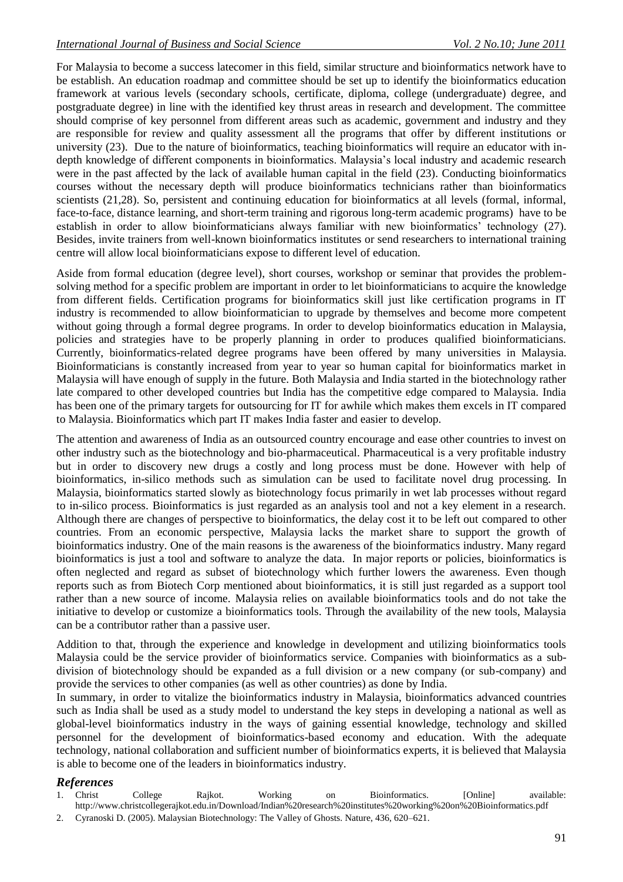For Malaysia to become a success latecomer in this field, similar structure and bioinformatics network have to be establish. An education roadmap and committee should be set up to identify the bioinformatics education framework at various levels (secondary schools, certificate, diploma, college (undergraduate) degree, and postgraduate degree) in line with the identified key thrust areas in research and development. The committee should comprise of key personnel from different areas such as academic, government and industry and they are responsible for review and quality assessment all the programs that offer by different institutions or university (23). Due to the nature of bioinformatics, teaching bioinformatics will require an educator with in-depth knowledge of different components in bioinformatics. Malaysia's local industry and academic research were in the past affected by the lack of available human capital in the field (23). Conducting bioinformatics courses without the necessary depth will produce bioinformatics technicians rather than bioinformatics scientists (21,28). So, persistent and continuing education for bioinformatics at all levels (formal, informal, face-to-face, distance learning, and short-term training and rigorous long-term academic programs) have to be establish in order to allow bioinformaticians always familiar with new bioinformatics' technology (27). Besides, invite trainers from well-known bioinformatics institutes or send researchers to international training centre will allow local bioinformaticians expose to different level of education.

Aside from formal education (degree level), short courses, workshop or seminar that provides the problem-solving method for a specific problem are important in order to let bioinformaticians to acquire the knowledge from different fields. Certification programs for bioinformatics skill just like certification programs in IT industry is recommended to allow bioinformatician to upgrade by themselves and become more competent without going through a formal degree programs. In order to develop bioinformatics education in Malaysia, policies and strategies have to be properly planning in order to produces qualified bioinformaticians. Currently, bioinformatics-related degree programs have been offered by many universities in Malaysia. Bioinformaticians is constantly increased from year to year so human capital for bioinformatics market in Malaysia will have enough of supply in the future. Both Malaysia and India started in the biotechnology rather late compared to other developed countries but India has the competitive edge compared to Malaysia. India has been one of the primary targets for outsourcing for IT for awhile which makes them excels in IT compared to Malaysia. Bioinformatics which part IT makes India faster and easier to develop.

The attention and awareness of India as an outsourced country encourage and ease other countries to invest on other industry such as the biotechnology and bio-pharmaceutical. Pharmaceutical is a very profitable industry but in order to discovery new drugs a costly and long process must be done. However with help of bioinformatics, in-silico methods such as simulation can be used to facilitate novel drug processing. In Malaysia, bioinformatics started slowly as biotechnology focus primarily in wet lab processes without regard to in-silico process. Bioinformatics is just regarded as an analysis tool and not a key element in a research. Although there are changes of perspective to bioinformatics, the delay cost it to be left out compared to other countries. From an economic perspective, Malaysia lacks the market share to support the growth of bioinformatics industry. One of the main reasons is the awareness of the bioinformatics industry. Many regard bioinformatics is just a tool and software to analyze the data. In major reports or policies, bioinformatics is often neglected and regard as subset of biotechnology which further lowers the awareness. Even though reports such as from Biotech Corp mentioned about bioinformatics, it is still just regarded as a support tool rather than a new source of income. Malaysia relies on available bioinformatics tools and do not take the initiative to develop or customize a bioinformatics tools. Through the availability of the new tools, Malaysia can be a contributor rather than a passive user.

Addition to that, through the experience and knowledge in development and utilizing bioinformatics tools Malaysia could be the service provider of bioinformatics service. Companies with bioinformatics as a sub-division of biotechnology should be expanded as a full division or a new company (or sub-company) and provide the services to other companies (as well as other countries) as done by India.

In summary, in order to vitalize the bioinformatics industry in Malaysia, bioinformatics advanced countries such as India shall be used as a study model to understand the key steps in developing a national as well as global-level bioinformatics industry in the ways of gaining essential knowledge, technology and skilled personnel for the development of bioinformatics-based economy and education. With the adequate technology, national collaboration and sufficient number of bioinformatics experts, it is believed that Malaysia is able to become one of the leaders in bioinformatics industry.

## *References*

1. Christ College Rajkot. Working on Bioinformatics. [Online] available: http://www.christcollegerajkot.edu.in/Download/Indian%20research%20institutes%20working%20on%20Bioinformatics.pdf
2. Cyranoski D. (2005). Malaysian Biotechnology: The Valley of Ghosts. Nature, 436, 620–621.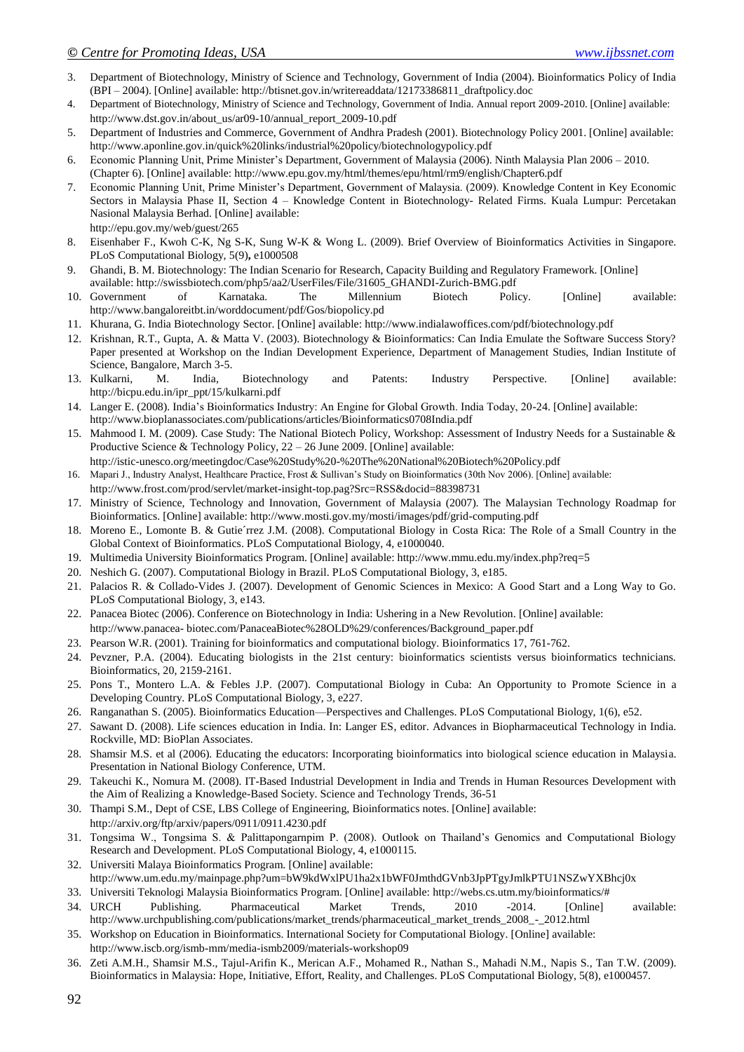3. Department of Biotechnology, Ministry of Science and Technology, Government of India (2004). Bioinformatics Policy of India (BPI – 2004). [Online] available: http://btisnet.gov.in/writereaddata/12173386811_draftpolicy.doc
4. Department of Biotechnology, Ministry of Science and Technology, Government of India. Annual report 2009-2010. [Online] available: http://www.dst.gov.in/about_us/ar09-10/annual_report_2009-10.pdf
5. Department of Industries and Commerce, Government of Andhra Pradesh (2001). Biotechnology Policy 2001. [Online] available: http://www.aponline.gov.in/quick%20links/industrial%20policy/biotechnologypolicy.pdf
6. Economic Planning Unit, Prime Minister's Department, Government of Malaysia (2006). Ninth Malaysia Plan 2006 – 2010. (Chapter 6). [Online] available: http://www.epu.gov.my/html/themes/epu/html/rm9/english/Chapter6.pdf
7. Economic Planning Unit, Prime Minister's Department, Government of Malaysia. (2009). Knowledge Content in Key Economic Sectors in Malaysia Phase II, Section 4 – Knowledge Content in Biotechnology- Related Firms. Kuala Lumpur: Percetakan Nasional Malaysia Berhad. [Online] available: http://epu.gov.my/web/guest/265
8. Eisenhaber F., Kwoh C-K, Ng S-K, Sung W-K & Wong L. (2009). Brief Overview of Bioinformatics Activities in Singapore. PLoS Computational Biology, 5(9)**,** e1000508
9. Ghandi, B. M. Biotechnology: The Indian Scenario for Research, Capacity Building and Regulatory Framework. [Online] available: http://swissbiotech.com/php5/aa2/UserFiles/File/31605_GHANDI-Zurich-BMG.pdf
10. Government of Karnataka. The Millennium Biotech Policy. [Online] available: http://www.bangaloreitbt.in/worddocument/pdf/Gos/biopolicy.pd
11. Khurana, G. India Biotechnology Sector. [Online] available: http://www.indialawoffices.com/pdf/biotechnology.pdf
12. Krishnan, R.T., Gupta, A. & Matta V. (2003). Biotechnology & Bioinformatics: Can India Emulate the Software Success Story? Paper presented at Workshop on the Indian Development Experience, Department of Management Studies, Indian Institute of Science, Bangalore, March 3-5.
13. Kulkarni, M. India, Biotechnology and Patents: Industry Perspective. [Online] available: http://bicpu.edu.in/ipr_ppt/15/kulkarni.pdf
14. Langer E. (2008). India's Bioinformatics Industry: An Engine for Global Growth. India Today, 20-24. [Online] available: http://www.bioplanassociates.com/publications/articles/Bioinformatics0708India.pdf
15. Mahmood I. M. (2009). Case Study: The National Biotech Policy, Workshop: Assessment of Industry Needs for a Sustainable & Productive Science & Technology Policy, 22 – 26 June 2009. [Online] available: http://istic-unesco.org/meetingdoc/Case%20Study%20-%20The%20National%20Biotech%20Policy.pdf
16. Mapari J., Industry Analyst, Healthcare Practice, Frost & Sullivan's Study on Bioinformatics (30th Nov 2006). [Online] available: http://www.frost.com/prod/servlet/market-insight-top.pag?Src=RSS&docid=88398731
17. Ministry of Science, Technology and Innovation, Government of Malaysia (2007). The Malaysian Technology Roadmap for Bioinformatics. [Online] available: http://www.mosti.gov.my/mosti/images/pdf/grid-computing.pdf
18. Moreno E., Lomonte B. & Gutie´rrez J.M. (2008). Computational Biology in Costa Rica: The Role of a Small Country in the Global Context of Bioinformatics. PLoS Computational Biology, 4, e1000040.
19. Multimedia University Bioinformatics Program. [Online] available: http://www.mmu.edu.my/index.php?req=5
20. Neshich G. (2007). Computational Biology in Brazil. PLoS Computational Biology, 3, e185.
21. Palacios R. & Collado-Vides J. (2007). Development of Genomic Sciences in Mexico: A Good Start and a Long Way to Go. PLoS Computational Biology, 3, e143.
22. Panacea Biotec (2006). Conference on Biotechnology in India: Ushering in a New Revolution. [Online] available: http://www.panacea- biotec.com/PanaceaBiotec%28OLD%29/conferences/Background_paper.pdf
23. Pearson W.R. (2001). Training for bioinformatics and computational biology. Bioinformatics 17, 761-762.
24. Pevzner, P.A. (2004). Educating biologists in the 21st century: bioinformatics scientists versus bioinformatics technicians. Bioinformatics, 20, 2159-2161.
25. Pons T., Montero L.A. & Febles J.P. (2007). Computational Biology in Cuba: An Opportunity to Promote Science in a Developing Country. PLoS Computational Biology, 3, e227.
26. Ranganathan S. (2005). Bioinformatics Education—Perspectives and Challenges. PLoS Computational Biology, 1(6), e52.
27. Sawant D. (2008). Life sciences education in India. In: Langer ES, editor. Advances in Biopharmaceutical Technology in India. Rockville, MD: BioPlan Associates.
28. Shamsir M.S. et al (2006). Educating the educators: Incorporating bioinformatics into biological science education in Malaysia. Presentation in National Biology Conference, UTM.
29. Takeuchi K., Nomura M. (2008). IT-Based Industrial Development in India and Trends in Human Resources Development with the Aim of Realizing a Knowledge-Based Society. Science and Technology Trends, 36-51
30. Thampi S.M., Dept of CSE, LBS College of Engineering, Bioinformatics notes. [Online] available: http://arxiv.org/ftp/arxiv/papers/0911/0911.4230.pdf
31. Tongsima W., Tongsima S. & Palittapongarnpim P. (2008). Outlook on Thailand's Genomics and Computational Biology Research and Development. PLoS Computational Biology, 4, e1000115.
32. Universiti Malaya Bioinformatics Program. [Online] available: http://www.um.edu.my/mainpage.php?um=bW9kdWxlPU1ha2x1bWF0JmthdGVnb3JpPTgyJmlkPTU1NSZwYXBhcj0x
33. Universiti Teknologi Malaysia Bioinformatics Program. [Online] available: http://webs.cs.utm.my/bioinformatics/#
34. URCH Publishing. Pharmaceutical Market Trends, 2010 -2014. [Online] available: http://www.urchpublishing.com/publications/market_trends/pharmaceutical_market_trends_2008_-_2012.html
35. Workshop on Education in Bioinformatics. International Society for Computational Biology. [Online] available: http://www.iscb.org/ismb-mm/media-ismb2009/materials-workshop09
36. Zeti A.M.H., Shamsir M.S., Tajul-Arifin K., Merican A.F., Mohamed R., Nathan S., Mahadi N.M., Napis S., Tan T.W. (2009). Bioinformatics in Malaysia: Hope, Initiative, Effort, Reality, and Challenges. PLoS Computational Biology, 5(8), e1000457.